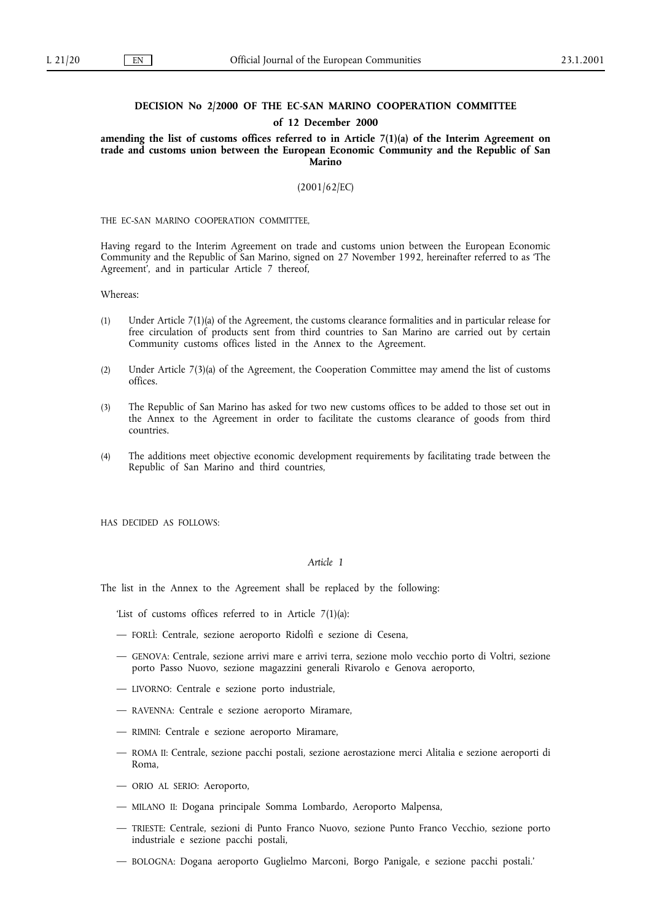# DECISION No 2/2000 OF THE EC-SAN MARINO COOPERATION COMMITTEE

## of 12 December 2000

## amending the list of customs offices referred to in Article 7(1)(a) of the Interim Agreement on trade and customs union between the European Economic Community and the Republic of San Marino

(2001/62/EC)

THE EC-SAN MARINO COOPERATION COMMITTEE,

Having regard to the Interim Agreement on trade and customs union between the European Economic Community and the Republic of San Marino, signed on 27 November 1992, hereinafter referred to as 'The Agreement', and in particular Article 7 thereof,

Whereas:

(1) Under Article 7(1)(a) of the Agreement, the customs clearance formalities and in particular release for free circulation of products sent from third countries to San Marino are carried out by certain Community customs offices listed in the Annex to the Agreement.

(2) Under Article 7(3)(a) of the Agreement, the Cooperation Committee may amend the list of customs offices.

(3) The Republic of San Marino has asked for two new customs offices to be added to those set out in the Annex to the Agreement in order to facilitate the customs clearance of goods from third countries.

(4) The additions meet objective economic development requirements by facilitating trade between the Republic of San Marino and third countries,

HAS DECIDED AS FOLLOWS:

*Article 1*

The list in the Annex to the Agreement shall be replaced by the following:

'List of customs offices referred to in Article 7(1)(a):

— FORLÌ: Centrale, sezione aeroporto Ridolfi e sezione di Cesena,

— GENOVA: Centrale, sezione arrivi mare e arrivi terra, sezione molo vecchio porto di Voltri, sezione porto Passo Nuovo, sezione magazzini generali Rivarolo e Genova aeroporto,

— LIVORNO: Centrale e sezione porto industriale,

— RAVENNA: Centrale e sezione aeroporto Miramare,

— RIMINI: Centrale e sezione aeroporto Miramare,

— ROMA II: Centrale, sezione pacchi postali, sezione aerostazione merci Alitalia e sezione aeroporti di Roma,

— ORIO AL SERIO: Aeroporto,

— MILANO II: Dogana principale Somma Lombardo, Aeroporto Malpensa,

— TRIESTE: Centrale, sezioni di Punto Franco Nuovo, sezione Punto Franco Vecchio, sezione porto industriale e sezione pacchi postali,

— BOLOGNA: Dogana aeroporto Guglielmo Marconi, Borgo Panigale, e sezione pacchi postali.'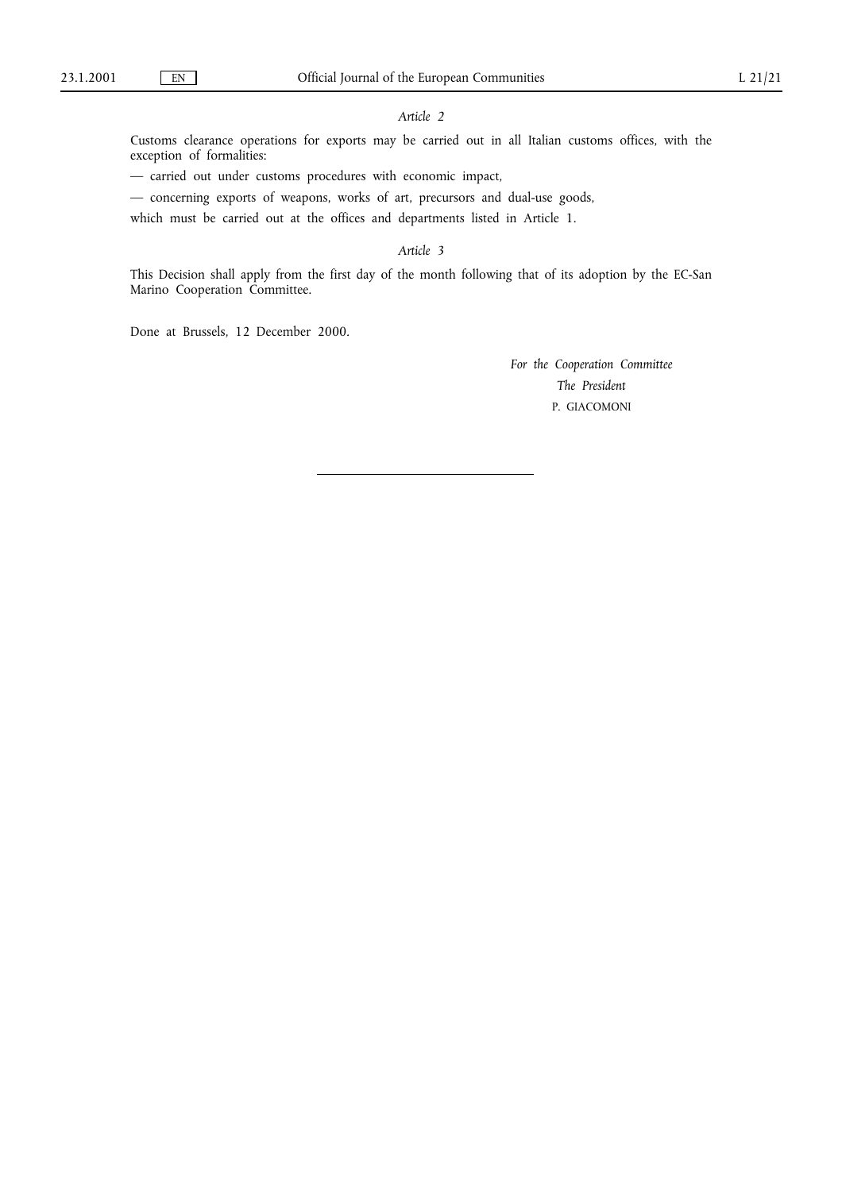*Article 2*

Customs clearance operations for exports may be carried out in all Italian customs offices, with the exception of formalities:

— carried out under customs procedures with economic impact,

— concerning exports of weapons, works of art, precursors and dual-use goods,

which must be carried out at the offices and departments listed in Article 1.

*Article 3*

This Decision shall apply from the first day of the month following that of its adoption by the EC-San Marino Cooperation Committee.

Done at Brussels, 12 December 2000.

*For the Cooperation Committee*

*The President*

P. GIACOMONI